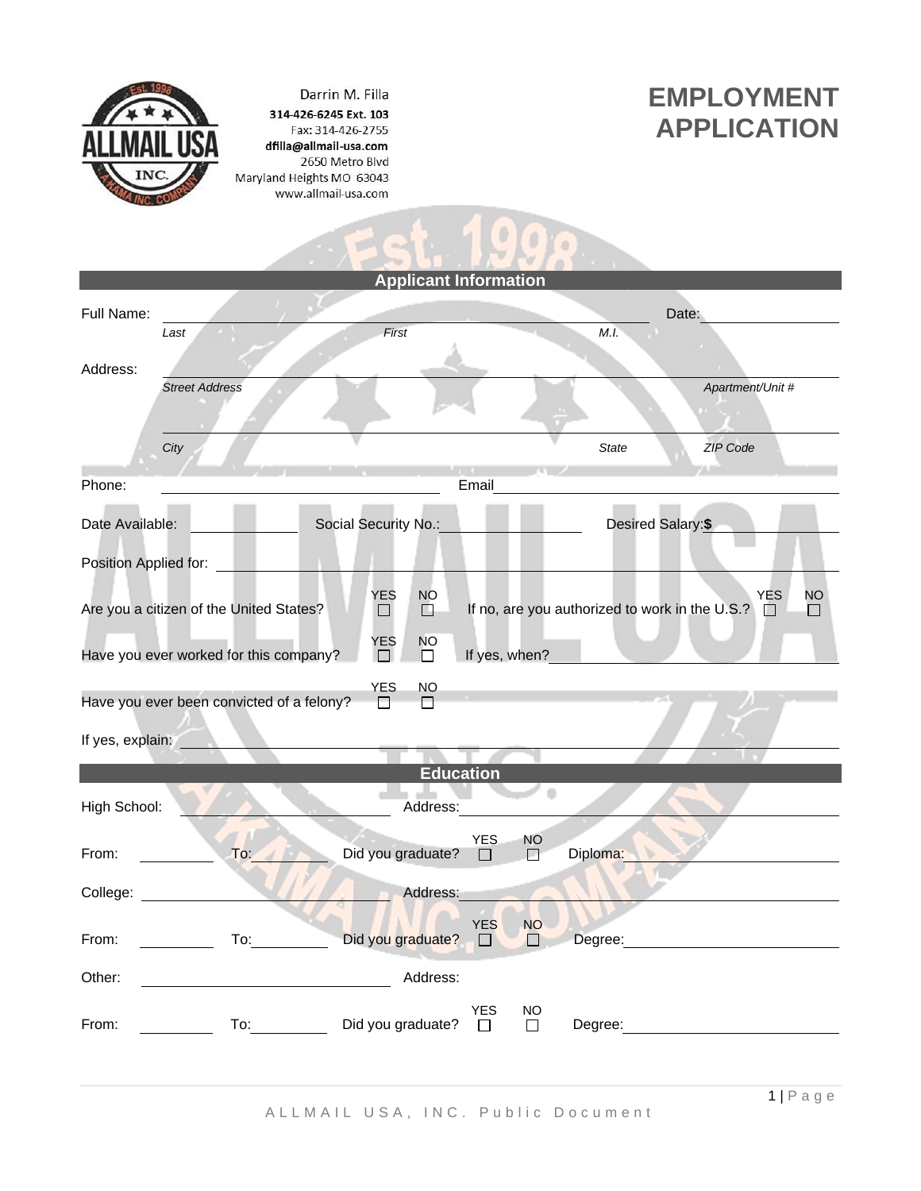Darrin M. Filla
**314-426-6245 Ext. 103**
Fax: 314-426-2755
**dfilla@allmail-usa.com**
2650 Metro Blvd
Maryland Heights MO 63043
www.allmail-usa.com

# EMPLOYMENT APPLICATION

## Applicant Information

Full Name: ______________________________________________ Date: ____________

*Last* *First* *M.I.*

Address: ______________________________________________

*Street Address* *Apartment/Unit #*

______________________________________________

*City* *State* *ZIP Code*

Phone: ____________________ Email ____________________

Date Available: __________ Social Security No.: __________ Desired Salary: $ __________

Position Applied for: ______________________________

Are you a citizen of the United States? YES ☐ NO ☐ If no, are you authorized to work in the U.S.? YES ☐ NO ☐

Have you ever worked for this company? YES ☐ NO ☐ If yes, when? ____________________

Have you ever been convicted of a felony? YES ☐ NO ☐

If yes, explain: ______________________________

## Education

High School: ____________________ Address: ____________________

From: __________ To: __________ Did you graduate? YES ☐ NO ☐ Diploma: ____________________

College: ____________________ Address: ____________________

From: __________ To: __________ Did you graduate? YES ☐ NO ☐ Degree: ____________________

Other: ____________________ Address: ____________________

From: __________ To: __________ Did you graduate? YES ☐ NO ☐ Degree: ____________________

A L L M A I L U S A , I N C . P u b l i c D o c u m e n t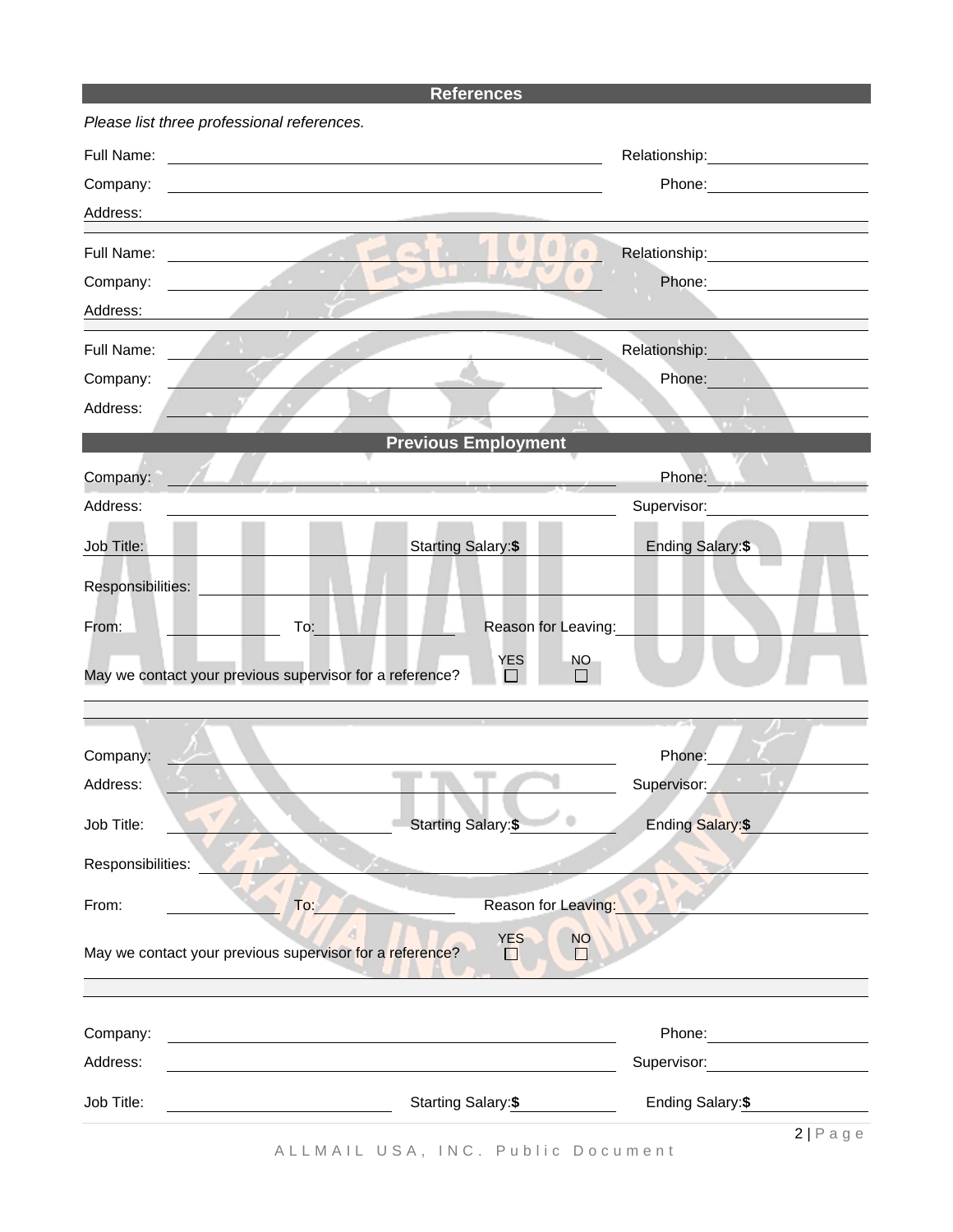## References

*Please list three professional references.*

Full Name: ______________________ Relationship: ______________________

Company: ______________________ Phone: ______________________

Address: ______________________

Full Name: ______________________ Relationship: ______________________

Company: ______________________ Phone: ______________________

Address: ______________________

Full Name: ______________________ Relationship: ______________________

Company: ______________________ Phone: ______________________

Address: ______________________

## Previous Employment

Company: ______________________ Phone: ______________________

Address: ______________________ Supervisor: ______________________

Job Title: ______________________ Starting Salary: **$** __________ Ending Salary: **$** __________

Responsibilities: ______________________

From: __________ To: __________ Reason for Leaving: ______________________

May we contact your previous supervisor for a reference? YES ☐ NO ☐

Company: ______________________ Phone: ______________________

Address: ______________________ Supervisor: ______________________

Job Title: ______________________ Starting Salary: **$** __________ Ending Salary: **$** __________

Responsibilities: ______________________

From: __________ To: __________ Reason for Leaving: ______________________

May we contact your previous supervisor for a reference? YES ☐ NO ☐

Company: ______________________ Phone: ______________________

Address: ______________________ Supervisor: ______________________

Job Title: ______________________ Starting Salary: **$** __________ Ending Salary: **$** __________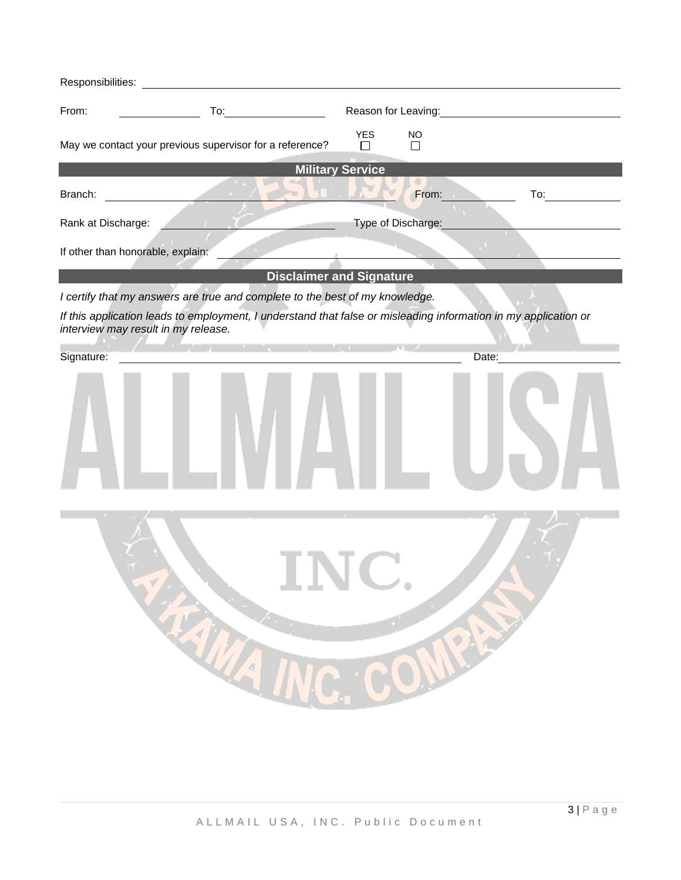Responsibilities: ____________________________________________

From: ____________ To: ______________ Reason for Leaving: ______________________

May we contact your previous supervisor for a reference? YES ☐ NO ☐

## Military Service

Branch: ______________________________ From: ____________ To: ____________

Rank at Discharge: ____________________ Type of Discharge: ______________________

If other than honorable, explain: ____________________________________________

## Disclaimer and Signature

*I certify that my answers are true and complete to the best of my knowledge.*

*If this application leads to employment, I understand that false or misleading information in my application or interview may result in my release.*

Signature: ______________________________________ Date: ______________________